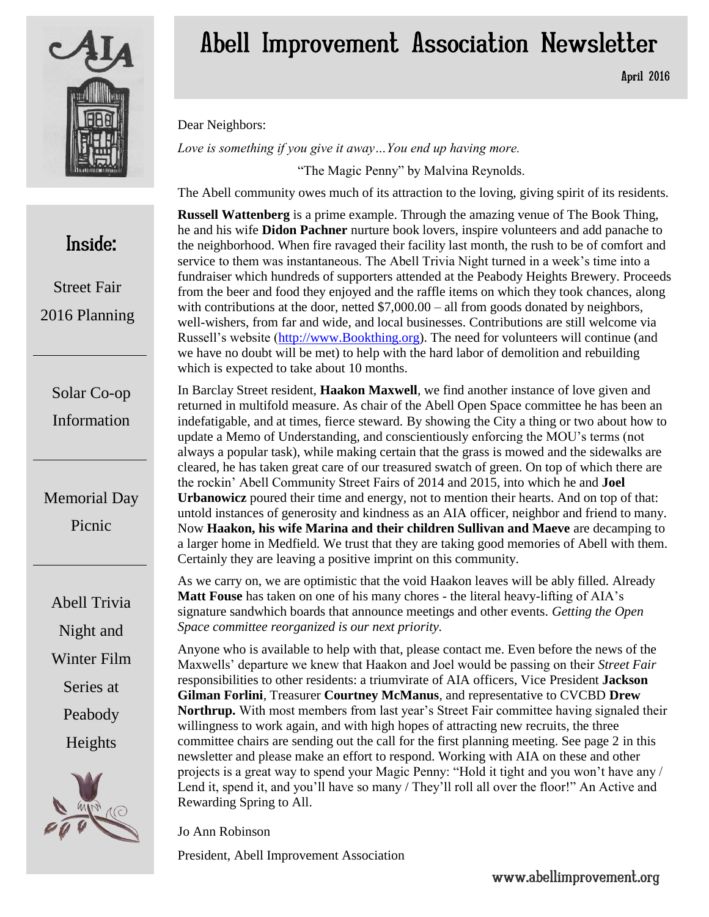AIA

# Abell Improvement Association Newsletter

April 2016

## Inside:

Street Fair 2016 Planning

Solar Co-op Information

Memorial Day Picnic

Abell Trivia Night and Winter Film Series at Peabody Heights

Dear Neighbors:

*Love is something if you give it away…You end up having more.*

"The Magic Penny" by Malvina Reynolds.

The Abell community owes much of its attraction to the loving, giving spirit of its residents.

**Russell Wattenberg** is a prime example. Through the amazing venue of The Book Thing, he and his wife **Didon Pachner** nurture book lovers, inspire volunteers and add panache to the neighborhood. When fire ravaged their facility last month, the rush to be of comfort and service to them was instantaneous. The Abell Trivia Night turned in a week's time into a fundraiser which hundreds of supporters attended at the Peabody Heights Brewery. Proceeds from the beer and food they enjoyed and the raffle items on which they took chances, along with contributions at the door, netted $7,000.00 – all from goods donated by neighbors, well-wishers, from far and wide, and local businesses. Contributions are still welcome via Russell's website (http://www.Bookthing.org). The need for volunteers will continue (and we have no doubt will be met) to help with the hard labor of demolition and rebuilding which is expected to take about 10 months.

In Barclay Street resident, **Haakon Maxwell**, we find another instance of love given and returned in multifold measure. As chair of the Abell Open Space committee he has been an indefatigable, and at times, fierce steward. By showing the City a thing or two about how to update a Memo of Understanding, and conscientiously enforcing the MOU's terms (not always a popular task), while making certain that the grass is mowed and the sidewalks are cleared, he has taken great care of our treasured swatch of green. On top of which there are the rockin' Abell Community Street Fairs of 2014 and 2015, into which he and **Joel Urbanowicz** poured their time and energy, not to mention their hearts. And on top of that: untold instances of generosity and kindness as an AIA officer, neighbor and friend to many. Now **Haakon, his wife Marina and their children Sullivan and Maeve** are decamping to a larger home in Medfield. We trust that they are taking good memories of Abell with them. Certainly they are leaving a positive imprint on this community.

As we carry on, we are optimistic that the void Haakon leaves will be ably filled. Already **Matt Fouse** has taken on one of his many chores - the literal heavy-lifting of AIA's signature sandwhich boards that announce meetings and other events. *Getting the Open Space committee reorganized is our next priority.*

Anyone who is available to help with that, please contact me. Even before the news of the Maxwells' departure we knew that Haakon and Joel would be passing on their *Street Fair* responsibilities to other residents: a triumvirate of AIA officers, Vice President **Jackson Gilman Forlini**, Treasurer **Courtney McManus**, and representative to CVCBD **Drew Northrup.** With most members from last year's Street Fair committee having signaled their willingness to work again, and with high hopes of attracting new recruits, the three committee chairs are sending out the call for the first planning meeting. See page 2 in this newsletter and please make an effort to respond. Working with AIA on these and other projects is a great way to spend your Magic Penny: "Hold it tight and you won't have any / Lend it, spend it, and you'll have so many / They'll roll all over the floor!" An Active and Rewarding Spring to All.

Jo Ann Robinson

President, Abell Improvement Association

www.abellimprovement.org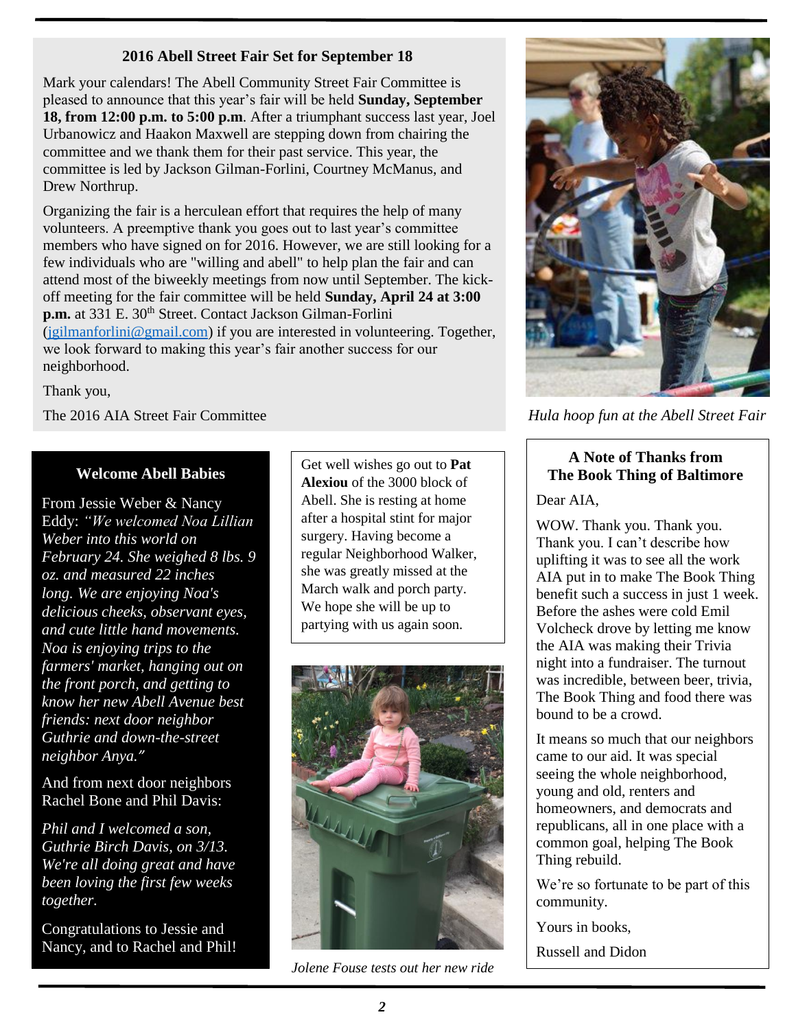## 2016 Abell Street Fair Set for September 18

Mark your calendars! The Abell Community Street Fair Committee is pleased to announce that this year's fair will be held **Sunday, September 18, from 12:00 p.m. to 5:00 p.m**. After a triumphant success last year, Joel Urbanowicz and Haakon Maxwell are stepping down from chairing the committee and we thank them for their past service. This year, the committee is led by Jackson Gilman-Forlini, Courtney McManus, and Drew Northrup.

Organizing the fair is a herculean effort that requires the help of many volunteers. A preemptive thank you goes out to last year's committee members who have signed on for 2016. However, we are still looking for a few individuals who are "willing and abell" to help plan the fair and can attend most of the biweekly meetings from now until September. The kick-off meeting for the fair committee will be held **Sunday, April 24 at 3:00 p.m.** at 331 E. 30th Street. Contact Jackson Gilman-Forlini (jgilmanforlini@gmail.com) if you are interested in volunteering. Together, we look forward to making this year's fair another success for our neighborhood.

Thank you,

The 2016 AIA Street Fair Committee

*Hula hoop fun at the Abell Street Fair*

## Welcome Abell Babies

From Jessie Weber & Nancy Eddy: *"We welcomed Noa Lillian Weber into this world on February 24. She weighed 8 lbs. 9 oz. and measured 22 inches long. We are enjoying Noa's delicious cheeks, observant eyes, and cute little hand movements. Noa is enjoying trips to the farmers' market, hanging out on the front porch, and getting to know her new Abell Avenue best friends: next door neighbor Guthrie and down-the-street neighbor Anya."*

And from next door neighbors Rachel Bone and Phil Davis:

*Phil and I welcomed a son, Guthrie Birch Davis, on 3/13. We're all doing great and have been loving the first few weeks together.*

Congratulations to Jessie and Nancy, and to Rachel and Phil!

Get well wishes go out to **Pat Alexiou** of the 3000 block of Abell. She is resting at home after a hospital stint for major surgery. Having become a regular Neighborhood Walker, she was greatly missed at the March walk and porch party. We hope she will be up to partying with us again soon.

*Jolene Fouse tests out her new ride*

## A Note of Thanks from The Book Thing of Baltimore

Dear AIA,

WOW. Thank you. Thank you. Thank you. I can't describe how uplifting it was to see all the work AIA put in to make The Book Thing benefit such a success in just 1 week. Before the ashes were cold Emil Volcheck drove by letting me know the AIA was making their Trivia night into a fundraiser. The turnout was incredible, between beer, trivia, The Book Thing and food there was bound to be a crowd.

It means so much that our neighbors came to our aid. It was special seeing the whole neighborhood, young and old, renters and homeowners, and democrats and republicans, all in one place with a common goal, helping The Book Thing rebuild.

We're so fortunate to be part of this community.

Yours in books,

Russell and Didon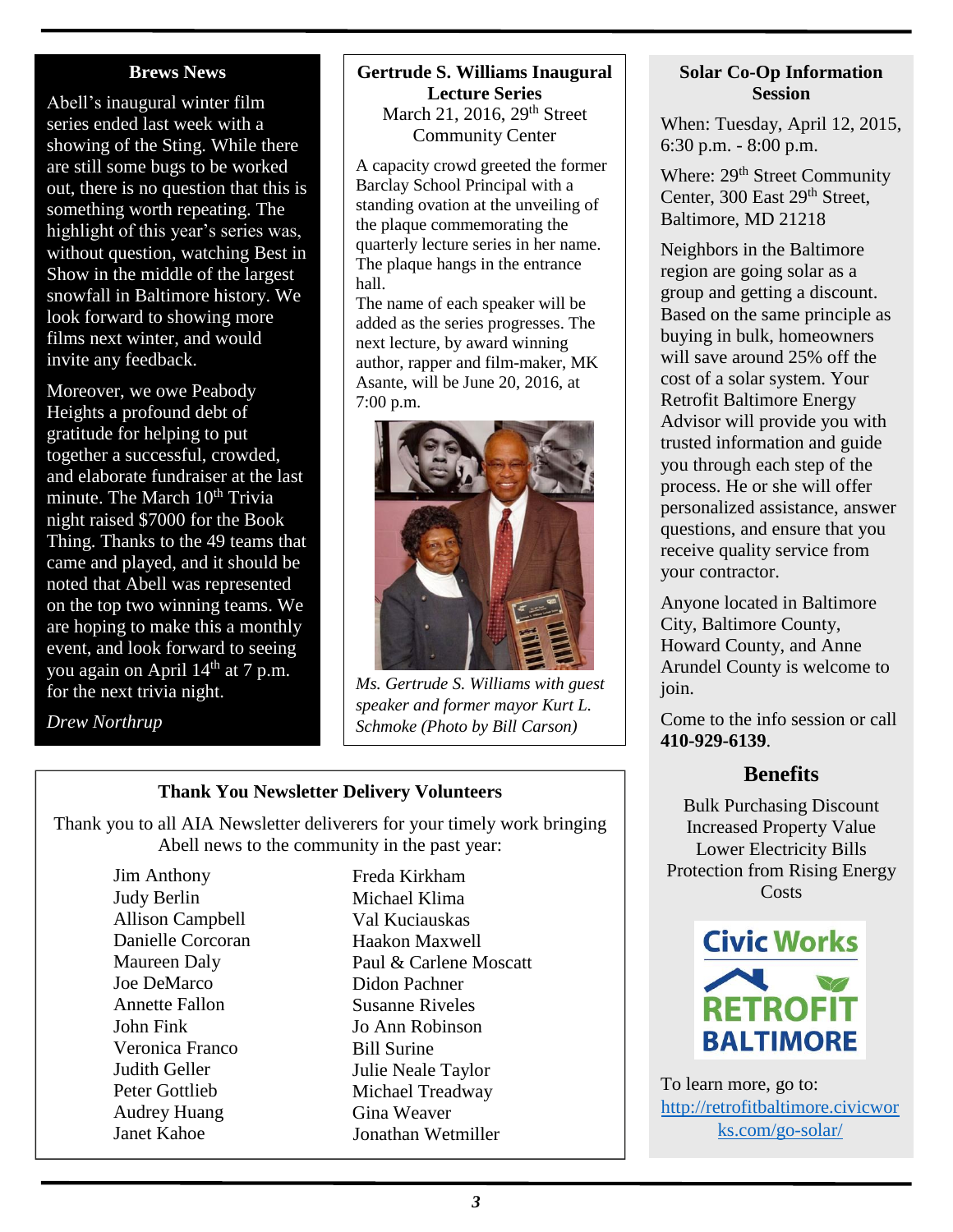## Brews News

Abell's inaugural winter film series ended last week with a showing of the Sting. While there are still some bugs to be worked out, there is no question that this is something worth repeating. The highlight of this year's series was, without question, watching Best in Show in the middle of the largest snowfall in Baltimore history. We look forward to showing more films next winter, and would invite any feedback.

Moreover, we owe Peabody Heights a profound debt of gratitude for helping to put together a successful, crowded, and elaborate fundraiser at the last minute. The March 10th Trivia night raised $7000 for the Book Thing. Thanks to the 49 teams that came and played, and it should be noted that Abell was represented on the top two winning teams. We are hoping to make this a monthly event, and look forward to seeing you again on April 14th at 7 p.m. for the next trivia night.

*Drew Northrup*

## Gertrude S. Williams Inaugural Lecture Series

March 21, 2016, 29th Street Community Center

A capacity crowd greeted the former Barclay School Principal with a standing ovation at the unveiling of the plaque commemorating the quarterly lecture series in her name. The plaque hangs in the entrance hall.

The name of each speaker will be added as the series progresses. The next lecture, by award winning author, rapper and film-maker, MK Asante, will be June 20, 2016, at 7:00 p.m.

*Ms. Gertrude S. Williams with guest speaker and former mayor Kurt L. Schmoke (Photo by Bill Carson)*

## Solar Co-Op Information Session

When: Tuesday, April 12, 2015, 6:30 p.m. - 8:00 p.m.

Where: 29th Street Community Center, 300 East 29th Street, Baltimore, MD 21218

Neighbors in the Baltimore region are going solar as a group and getting a discount. Based on the same principle as buying in bulk, homeowners will save around 25% off the cost of a solar system. Your Retrofit Baltimore Energy Advisor will provide you with trusted information and guide you through each step of the process. He or she will offer personalized assistance, answer questions, and ensure that you receive quality service from your contractor.

Anyone located in Baltimore City, Baltimore County, Howard County, and Anne Arundel County is welcome to join.

Come to the info session or call **410-929-6139**.

### Benefits

Bulk Purchasing Discount
Increased Property Value
Lower Electricity Bills
Protection from Rising Energy Costs

Civic Works
RETROFIT BALTIMORE

To learn more, go to: http://retrofitbaltimore.civicworks.com/go-solar/

## Thank You Newsletter Delivery Volunteers

Thank you to all AIA Newsletter deliverers for your timely work bringing Abell news to the community in the past year:

- Jim Anthony
- Judy Berlin
- Allison Campbell
- Danielle Corcoran
- Maureen Daly
- Joe DeMarco
- Annette Fallon
- John Fink
- Veronica Franco
- Judith Geller
- Peter Gottlieb
- Audrey Huang
- Janet Kahoe
- Freda Kirkham
- Michael Klima
- Val Kuciauskas
- Haakon Maxwell
- Paul & Carlene Moscatt
- Didon Pachner
- Susanne Riveles
- Jo Ann Robinson
- Bill Surine
- Julie Neale Taylor
- Michael Treadway
- Gina Weaver
- Jonathan Wetmiller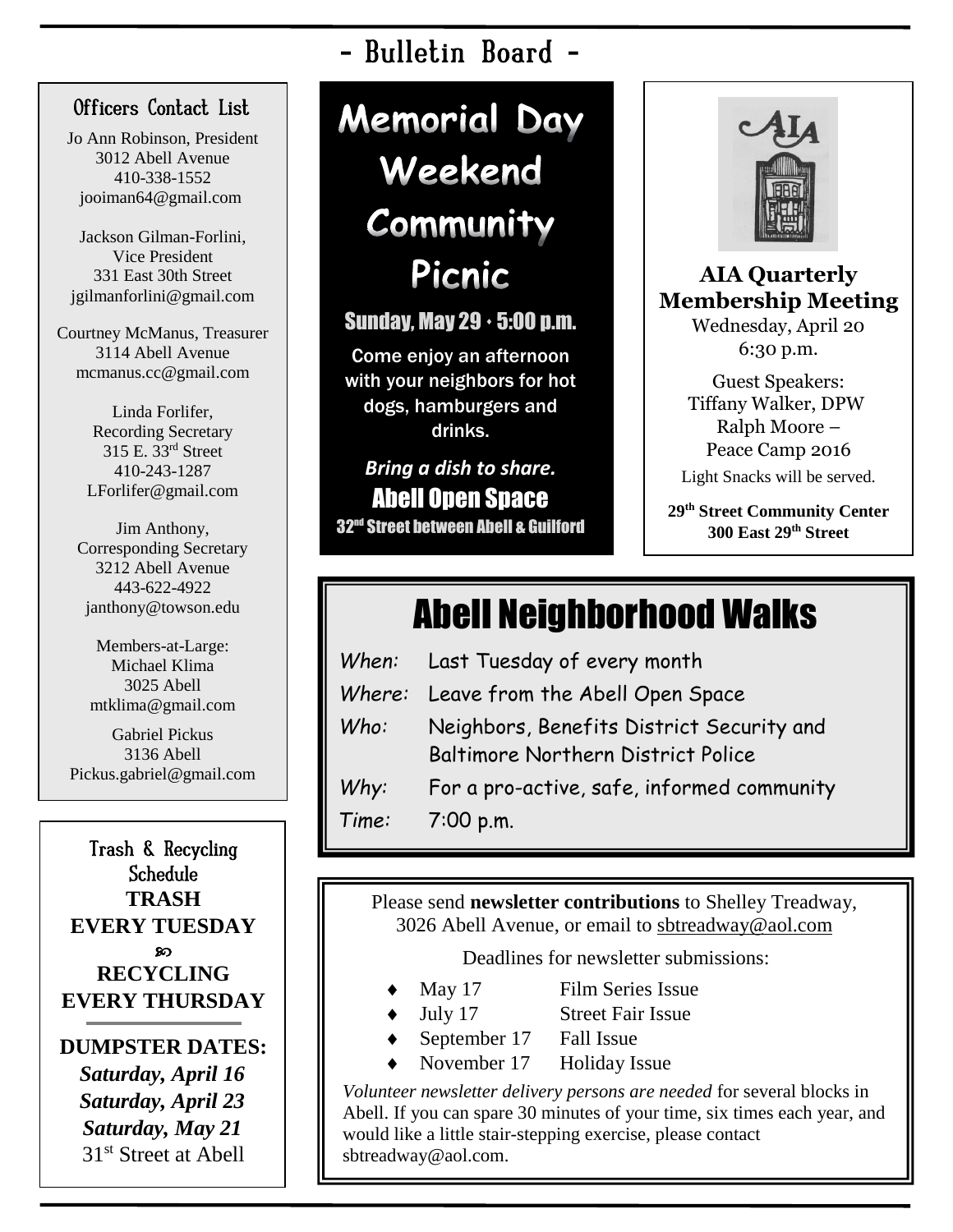# - Bulletin Board -

## Officers Contact List

Jo Ann Robinson, President
3012 Abell Avenue
410-338-1552
jooiman64@gmail.com

Jackson Gilman-Forlini,
Vice President
331 East 30th Street
jgilmanforlini@gmail.com

Courtney McManus, Treasurer
3114 Abell Avenue
mcmanus.cc@gmail.com

Linda Forlifer,
Recording Secretary
315 E. 33rd Street
410-243-1287
LForlifer@gmail.com

Jim Anthony,
Corresponding Secretary
3212 Abell Avenue
443-622-4922
janthony@towson.edu

Members-at-Large:
Michael Klima
3025 Abell
mtklima@gmail.com

Gabriel Pickus
3136 Abell
Pickus.gabriel@gmail.com

## Trash & Recycling Schedule

**TRASH**
**EVERY TUESDAY**

**RECYCLING**
**EVERY THURSDAY**

**DUMPSTER DATES:**
***Saturday, April 16***
***Saturday, April 23***
***Saturday, May 21***
31st Street at Abell

## Memorial Day Weekend Community Picnic

**Sunday, May 29 • 5:00 p.m.**

Come enjoy an afternoon with your neighbors for hot dogs, hamburgers and drinks.

***Bring a dish to share.***

**Abell Open Space**
**32nd Street between Abell & Guilford**

## AIA Quarterly Membership Meeting

Wednesday, April 20
6:30 p.m.

Guest Speakers:
Tiffany Walker, DPW
Ralph Moore –
Peace Camp 2016

Light Snacks will be served.

**29th Street Community Center**
**300 East 29th Street**

## Abell Neighborhood Walks

*When:* Last Tuesday of every month

*Where:* Leave from the Abell Open Space

*Who:* Neighbors, Benefits District Security and Baltimore Northern District Police

*Why:* For a pro-active, safe, informed community

*Time:* 7:00 p.m.

Please send **newsletter contributions** to Shelley Treadway, 3026 Abell Avenue, or email to sbtreadway@aol.com

Deadlines for newsletter submissions:

- May 17 — Film Series Issue
- July 17 — Street Fair Issue
- September 17 — Fall Issue
- November 17 — Holiday Issue

*Volunteer newsletter delivery persons are needed* for several blocks in Abell. If you can spare 30 minutes of your time, six times each year, and would like a little stair-stepping exercise, please contact sbtreadway@aol.com.